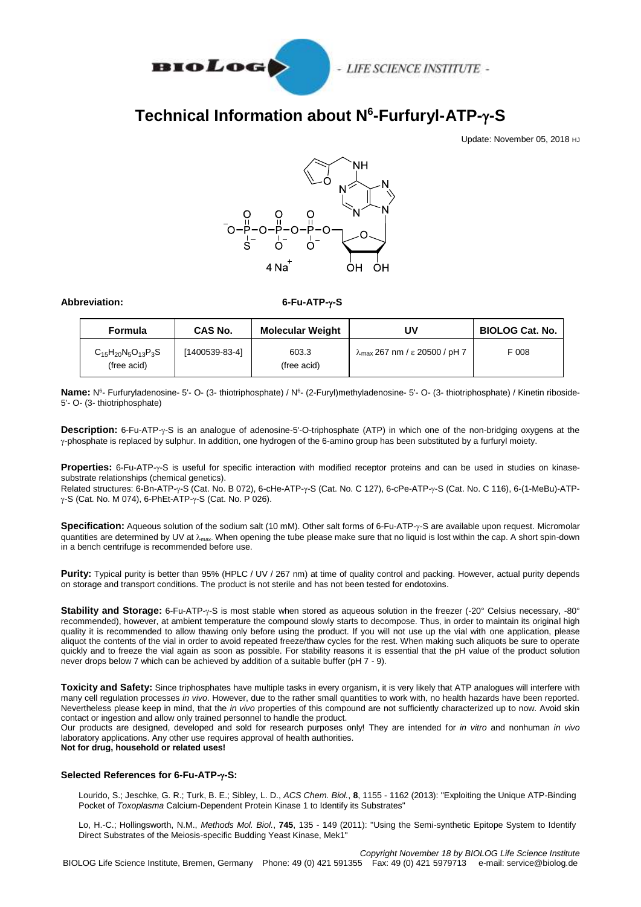# Technical Information about N[6]-Furfuryl-ATP-γ-S

Update: November 05, 2018 HJ

4 Na$^+$

**Abbreviation:** **6-Fu-ATP-γ-S**

| Formula | CAS No. | Molecular Weight | UV | BIOLOG Cat. No. |
|---|---|---|---|---|
| $C_{15}H_{20}N_5O_{13}P_3S$ (free acid) | [1400539-83-4] | 603.3 (free acid) | $\lambda_{max}$ 267 nm / ε 20500 / pH 7 | F 008 |

**Name:** N[6]- Furfuryladenosine- 5'- O- (3- thiotriphosphate) / N[6]- (2-Furyl)methyladenosine- 5'- O- (3- thiotriphosphate) / Kinetin riboside-5'- O- (3- thiotriphosphate)

**Description:** 6-Fu-ATP-γ-S is an analogue of adenosine-5'-O-triphosphate (ATP) in which one of the non-bridging oxygens at the γ-phosphate is replaced by sulphur. In addition, one hydrogen of the 6-amino group has been substituted by a furfuryl moiety.

**Properties:** 6-Fu-ATP-γ-S is useful for specific interaction with modified receptor proteins and can be used in studies on kinase-substrate relationships (chemical genetics).
Related structures: 6-Bn-ATP-γ-S (Cat. No. B 072), 6-cHe-ATP-γ-S (Cat. No. C 127), 6-cPe-ATP-γ-S (Cat. No. C 116), 6-(1-MeBu)-ATP-γ-S (Cat. No. M 074), 6-PhEt-ATP-γ-S (Cat. No. P 026).

**Specification:** Aqueous solution of the sodium salt (10 mM). Other salt forms of 6-Fu-ATP-γ-S are available upon request. Micromolar quantities are determined by UV at $\lambda_{max}$. When opening the tube please make sure that no liquid is lost within the cap. A short spin-down in a bench centrifuge is recommended before use.

**Purity:** Typical purity is better than 95% (HPLC / UV / 267 nm) at time of quality control and packing. However, actual purity depends on storage and transport conditions. The product is not sterile and has not been tested for endotoxins.

**Stability and Storage:** 6-Fu-ATP-γ-S is most stable when stored as aqueous solution in the freezer (-20° Celsius necessary, -80° recommended), however, at ambient temperature the compound slowly starts to decompose. Thus, in order to maintain its original high quality it is recommended to allow thawing only before using the product. If you will not use up the vial with one application, please aliquot the contents of the vial in order to avoid repeated freeze/thaw cycles for the rest. When making such aliquots be sure to operate quickly and to freeze the vial again as soon as possible. For stability reasons it is essential that the pH value of the product solution never drops below 7 which can be achieved by addition of a suitable buffer (pH 7 - 9).

**Toxicity and Safety:** Since triphosphates have multiple tasks in every organism, it is very likely that ATP analogues will interfere with many cell regulation processes *in vivo*. However, due to the rather small quantities to work with, no health hazards have been reported. Nevertheless please keep in mind, that the *in vivo* properties of this compound are not sufficiently characterized up to now. Avoid skin contact or ingestion and allow only trained personnel to handle the product.
Our products are designed, developed and sold for research purposes only! They are intended for *in vitro* and nonhuman *in vivo* laboratory applications. Any other use requires approval of health authorities.
**Not for drug, household or related uses!**

### Selected References for 6-Fu-ATP-γ-S:

Lourido, S.; Jeschke, G. R.; Turk, B. E.; Sibley, L. D., *ACS Chem. Biol.*, **8**, 1155 - 1162 (2013): "Exploiting the Unique ATP-Binding Pocket of *Toxoplasma* Calcium-Dependent Protein Kinase 1 to Identify its Substrates"

Lo, H.-C.; Hollingsworth, N.M., *Methods Mol. Biol.*, **745**, 135 - 149 (2011): "Using the Semi-synthetic Epitope System to Identify Direct Substrates of the Meiosis-specific Budding Yeast Kinase, Mek1"

*Copyright November 18 by BIOLOG Life Science Institute*
BIOLOG Life Science Institute, Bremen, Germany Phone: 49 (0) 421 591355 Fax: 49 (0) 421 5979713 e-mail: service@biolog.de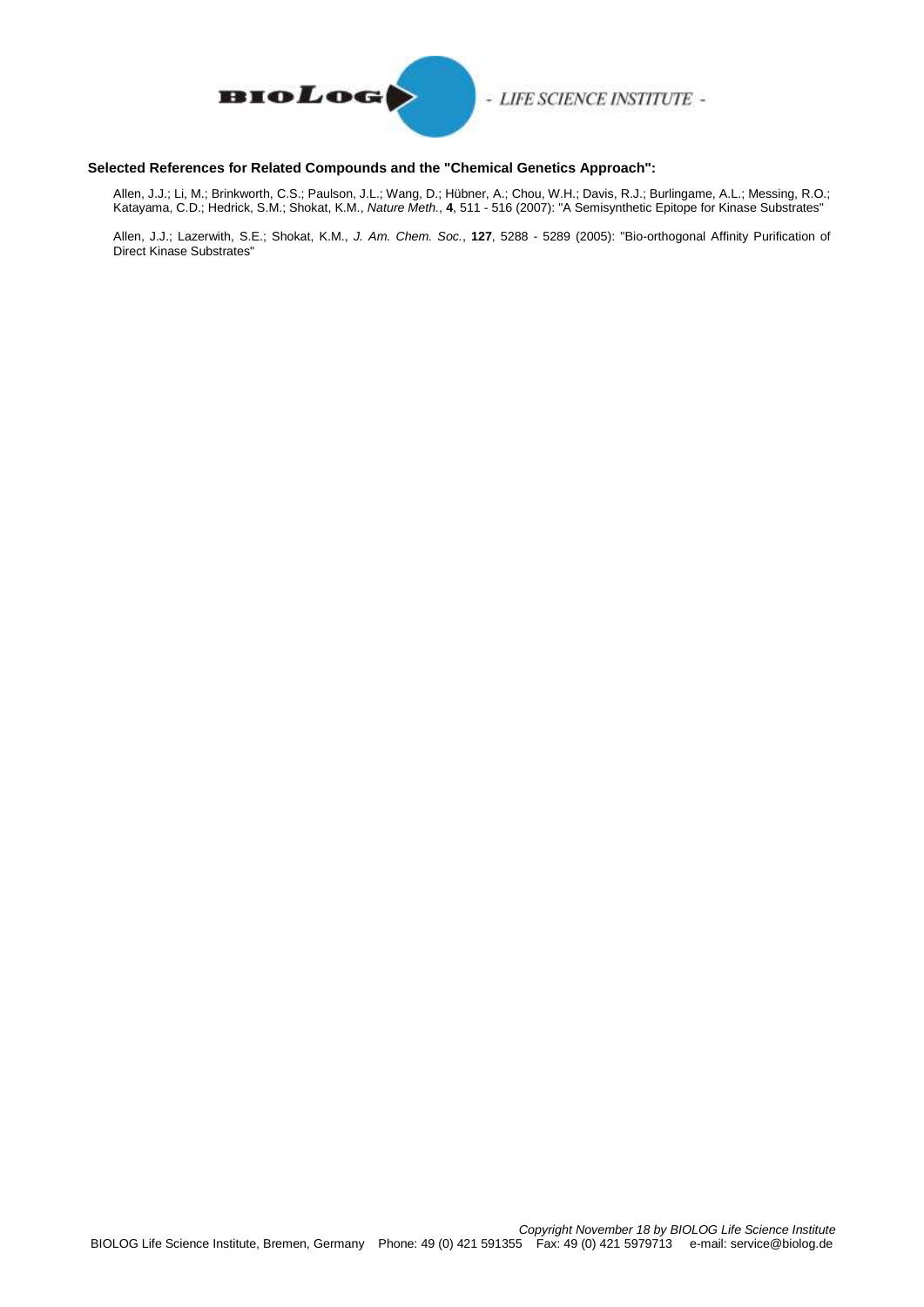**Selected References for Related Compounds and the "Chemical Genetics Approach":**

Allen, J.J.; Li, M.; Brinkworth, C.S.; Paulson, J.L.; Wang, D.; Hübner, A.; Chou, W.H.; Davis, R.J.; Burlingame, A.L.; Messing, R.O.; Katayama, C.D.; Hedrick, S.M.; Shokat, K.M., *Nature Meth.*, **4**, 511 - 516 (2007): "A Semisynthetic Epitope for Kinase Substrates"

Allen, J.J.; Lazerwith, S.E.; Shokat, K.M., *J. Am. Chem. Soc.*, **127**, 5288 - 5289 (2005): "Bio-orthogonal Affinity Purification of Direct Kinase Substrates"